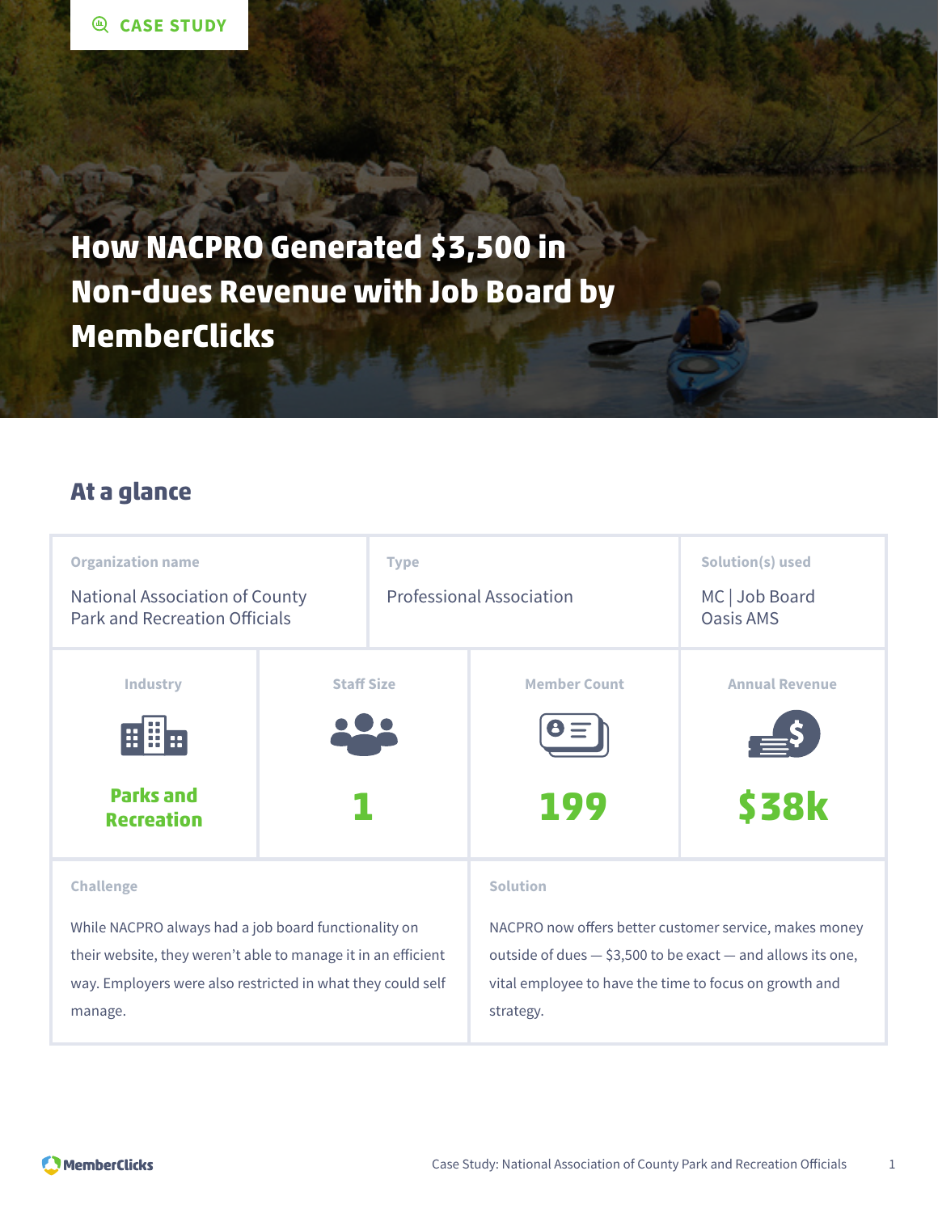CASE STUDY

# How NACPRO Generated $3,500 in Non-dues Revenue with Job Board by MemberClicks

## At a glance

| Organization name | Type | Solution(s) used |
|---|---|---|
| National Association of County Park and Recreation Officials | Professional Association | MC \| Job Board<br>Oasis AMS |

| Industry | Staff Size | Member Count | Annual Revenue |
|---|---|---|---|
| **Parks and Recreation** | **1** | **199** | **$38k** |

**Challenge**

While NACPRO always had a job board functionality on their website, they weren't able to manage it in an efficient way. Employers were also restricted in what they could self manage.

**Solution**

NACPRO now offers better customer service, makes money outside of dues — $3,500 to be exact — and allows its one, vital employee to have the time to focus on growth and strategy.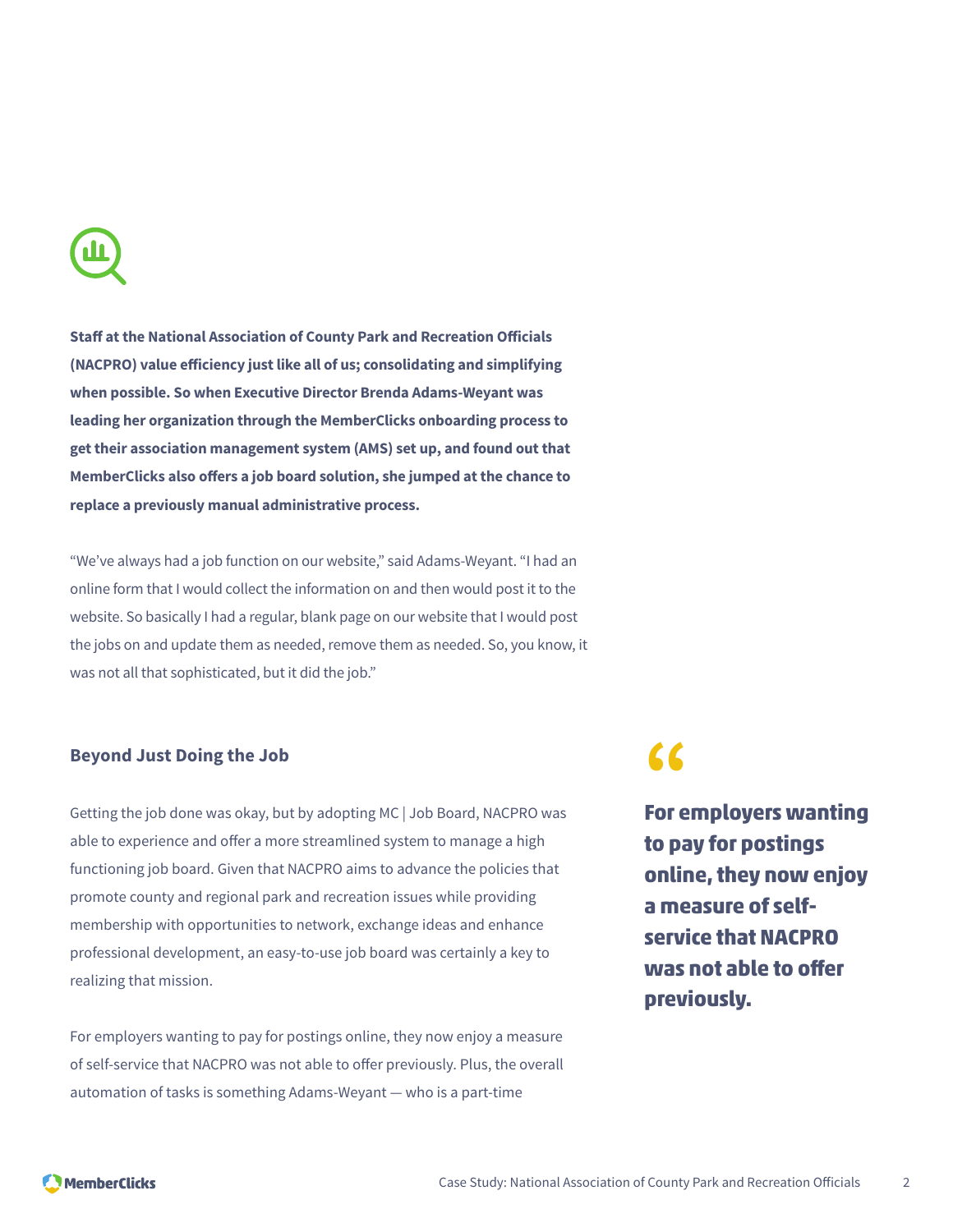**Staff at the National Association of County Park and Recreation Officials (NACPRO) value efficiency just like all of us; consolidating and simplifying when possible. So when Executive Director Brenda Adams-Weyant was leading her organization through the MemberClicks onboarding process to get their association management system (AMS) set up, and found out that MemberClicks also offers a job board solution, she jumped at the chance to replace a previously manual administrative process.**

"We've always had a job function on our website," said Adams-Weyant. "I had an online form that I would collect the information on and then would post it to the website. So basically I had a regular, blank page on our website that I would post the jobs on and update them as needed, remove them as needed. So, you know, it was not all that sophisticated, but it did the job."

## Beyond Just Doing the Job

Getting the job done was okay, but by adopting MC | Job Board, NACPRO was able to experience and offer a more streamlined system to manage a high functioning job board. Given that NACPRO aims to advance the policies that promote county and regional park and recreation issues while providing membership with opportunities to network, exchange ideas and enhance professional development, an easy-to-use job board was certainly a key to realizing that mission.

> **For employers wanting to pay for postings online, they now enjoy a measure of self-service that NACPRO was not able to offer previously.**

For employers wanting to pay for postings online, they now enjoy a measure of self-service that NACPRO was not able to offer previously. Plus, the overall automation of tasks is something Adams-Weyant — who is a part-time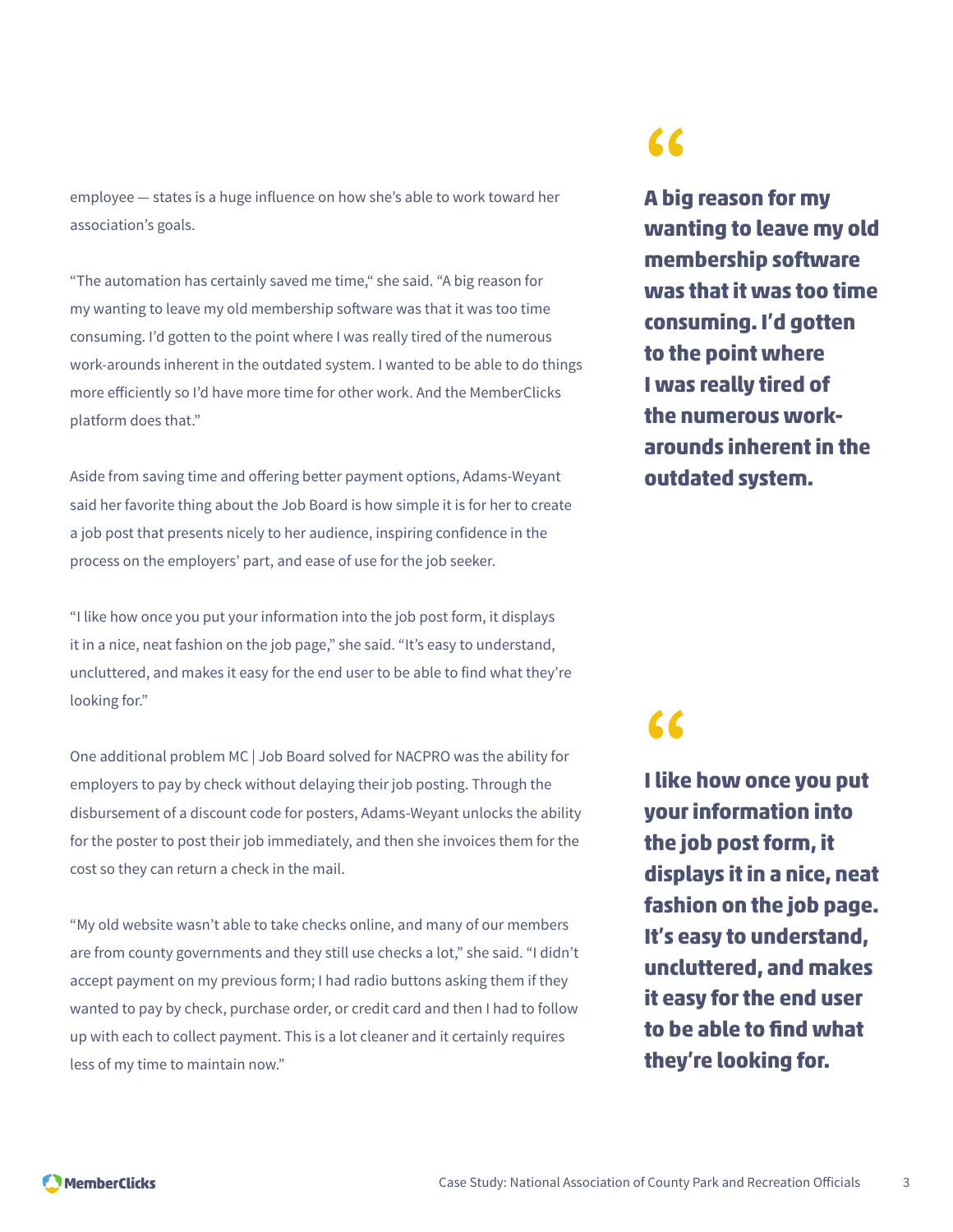employee — states is a huge influence on how she's able to work toward her association's goals.

"The automation has certainly saved me time," she said. "A big reason for my wanting to leave my old membership software was that it was too time consuming. I'd gotten to the point where I was really tired of the numerous work-arounds inherent in the outdated system. I wanted to be able to do things more efficiently so I'd have more time for other work. And the MemberClicks platform does that."

> **A big reason for my wanting to leave my old membership software was that it was too time consuming. I'd gotten to the point where I was really tired of the numerous work-arounds inherent in the outdated system.**

Aside from saving time and offering better payment options, Adams-Weyant said her favorite thing about the Job Board is how simple it is for her to create a job post that presents nicely to her audience, inspiring confidence in the process on the employers' part, and ease of use for the job seeker.

"I like how once you put your information into the job post form, it displays it in a nice, neat fashion on the job page," she said. "It's easy to understand, uncluttered, and makes it easy for the end user to be able to find what they're looking for."

> **I like how once you put your information into the job post form, it displays it in a nice, neat fashion on the job page. It's easy to understand, uncluttered, and makes it easy for the end user to be able to find what they're looking for.**

One additional problem MC | Job Board solved for NACPRO was the ability for employers to pay by check without delaying their job posting. Through the disbursement of a discount code for posters, Adams-Weyant unlocks the ability for the poster to post their job immediately, and then she invoices them for the cost so they can return a check in the mail.

"My old website wasn't able to take checks online, and many of our members are from county governments and they still use checks a lot," she said. "I didn't accept payment on my previous form; I had radio buttons asking them if they wanted to pay by check, purchase order, or credit card and then I had to follow up with each to collect payment. This is a lot cleaner and it certainly requires less of my time to maintain now."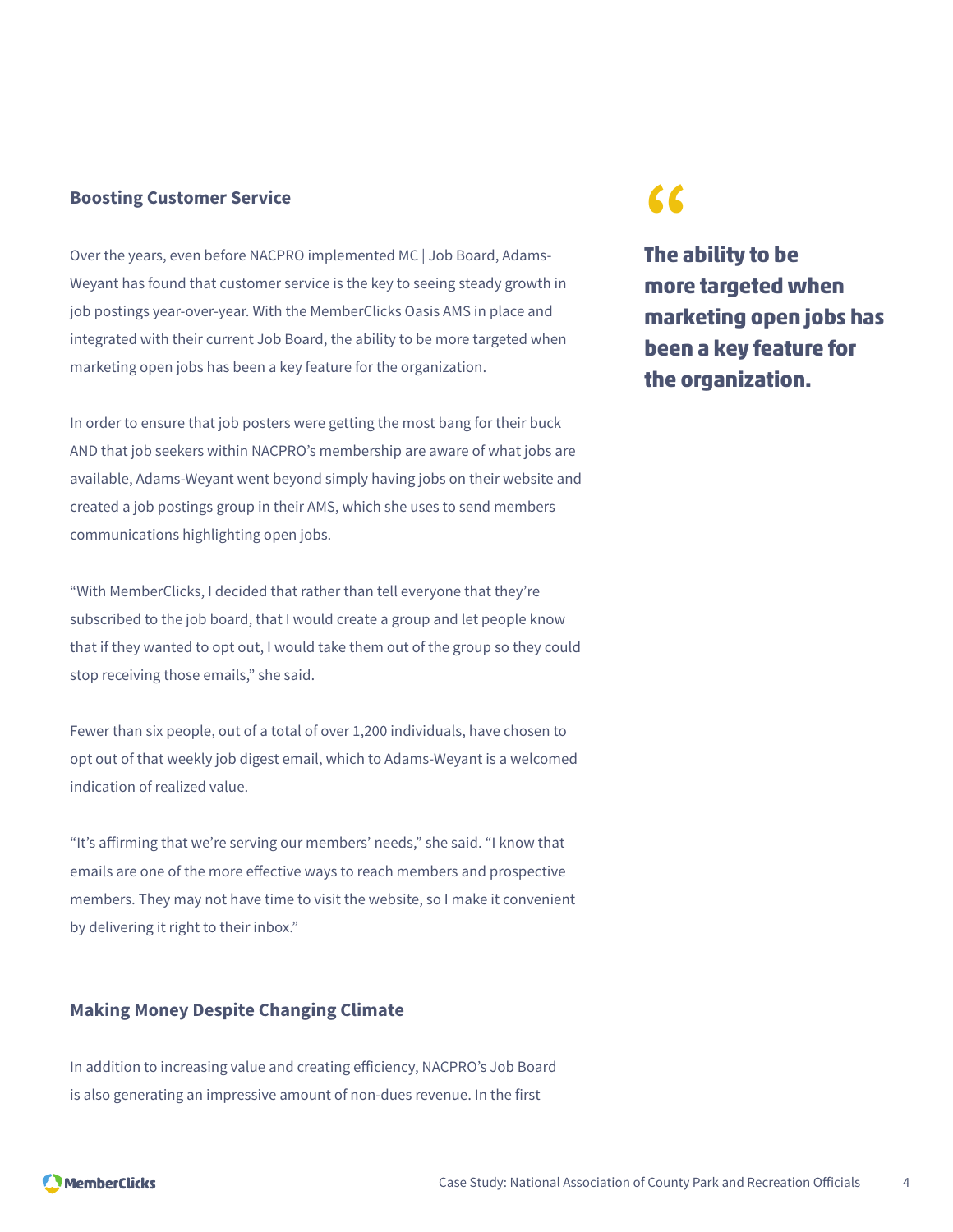### Boosting Customer Service

Over the years, even before NACPRO implemented MC | Job Board, Adams-Weyant has found that customer service is the key to seeing steady growth in job postings year-over-year. With the MemberClicks Oasis AMS in place and integrated with their current Job Board, the ability to be more targeted when marketing open jobs has been a key feature for the organization.

> **The ability to be more targeted when marketing open jobs has been a key feature for the organization.**

In order to ensure that job posters were getting the most bang for their buck AND that job seekers within NACPRO's membership are aware of what jobs are available, Adams-Weyant went beyond simply having jobs on their website and created a job postings group in their AMS, which she uses to send members communications highlighting open jobs.

"With MemberClicks, I decided that rather than tell everyone that they're subscribed to the job board, that I would create a group and let people know that if they wanted to opt out, I would take them out of the group so they could stop receiving those emails," she said.

Fewer than six people, out of a total of over 1,200 individuals, have chosen to opt out of that weekly job digest email, which to Adams-Weyant is a welcomed indication of realized value.

"It's affirming that we're serving our members' needs," she said. "I know that emails are one of the more effective ways to reach members and prospective members. They may not have time to visit the website, so I make it convenient by delivering it right to their inbox."

### Making Money Despite Changing Climate

In addition to increasing value and creating efficiency, NACPRO's Job Board is also generating an impressive amount of non-dues revenue. In the first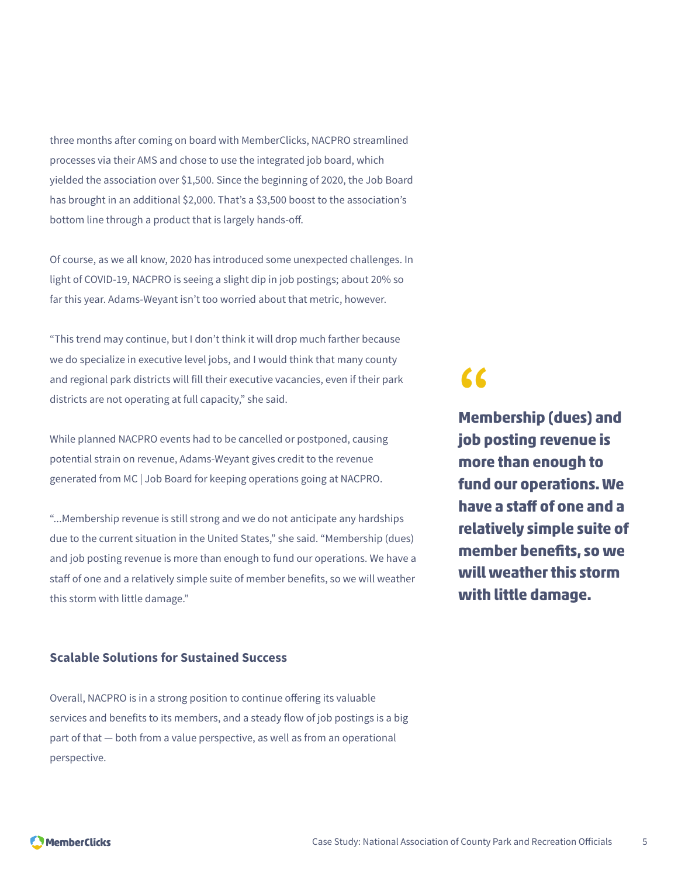three months after coming on board with MemberClicks, NACPRO streamlined processes via their AMS and chose to use the integrated job board, which yielded the association over $1,500. Since the beginning of 2020, the Job Board has brought in an additional $2,000. That's a $3,500 boost to the association's bottom line through a product that is largely hands-off.

Of course, as we all know, 2020 has introduced some unexpected challenges. In light of COVID-19, NACPRO is seeing a slight dip in job postings; about 20% so far this year. Adams-Weyant isn't too worried about that metric, however.

"This trend may continue, but I don't think it will drop much farther because we do specialize in executive level jobs, and I would think that many county and regional park districts will fill their executive vacancies, even if their park districts are not operating at full capacity," she said.

While planned NACPRO events had to be cancelled or postponed, causing potential strain on revenue, Adams-Weyant gives credit to the revenue generated from MC | Job Board for keeping operations going at NACPRO.

"...Membership revenue is still strong and we do not anticipate any hardships due to the current situation in the United States," she said. "Membership (dues) and job posting revenue is more than enough to fund our operations. We have a staff of one and a relatively simple suite of member benefits, so we will weather this storm with little damage."

> **Membership (dues) and job posting revenue is more than enough to fund our operations. We have a staff of one and a relatively simple suite of member benefits, so we will weather this storm with little damage.**

### Scalable Solutions for Sustained Success

Overall, NACPRO is in a strong position to continue offering its valuable services and benefits to its members, and a steady flow of job postings is a big part of that — both from a value perspective, as well as from an operational perspective.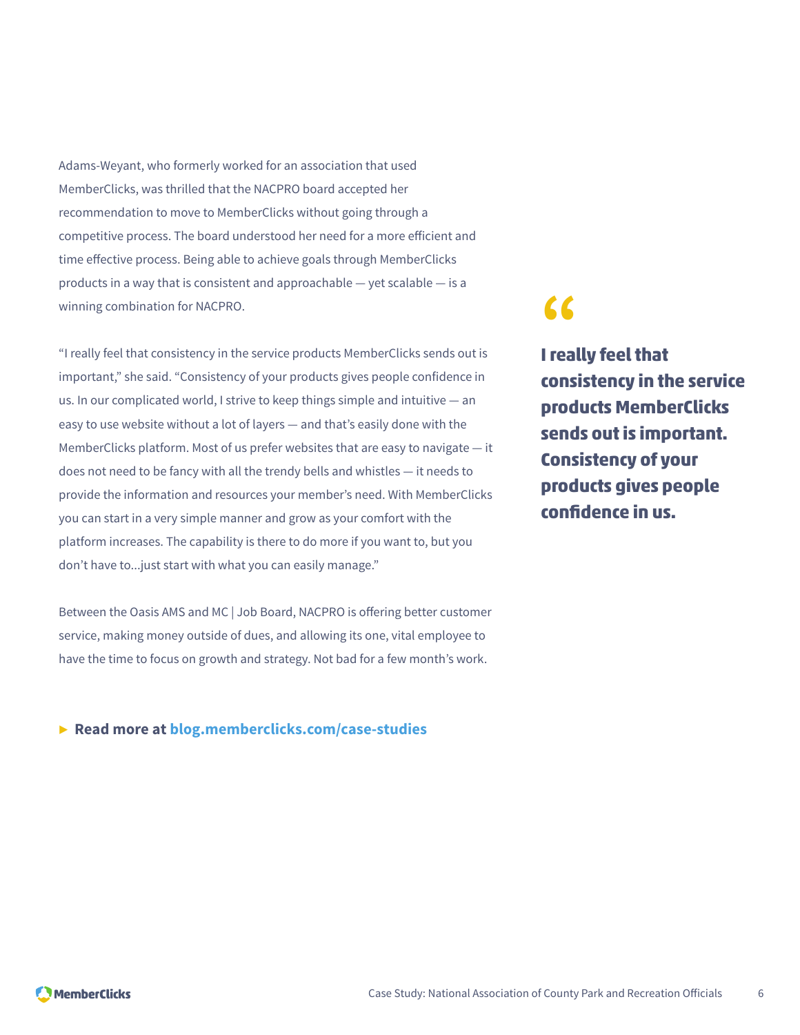Adams-Weyant, who formerly worked for an association that used MemberClicks, was thrilled that the NACPRO board accepted her recommendation to move to MemberClicks without going through a competitive process. The board understood her need for a more efficient and time effective process. Being able to achieve goals through MemberClicks products in a way that is consistent and approachable — yet scalable — is a winning combination for NACPRO.

"I really feel that consistency in the service products MemberClicks sends out is important," she said. "Consistency of your products gives people confidence in us. In our complicated world, I strive to keep things simple and intuitive — an easy to use website without a lot of layers — and that's easily done with the MemberClicks platform. Most of us prefer websites that are easy to navigate — it does not need to be fancy with all the trendy bells and whistles — it needs to provide the information and resources your member's need. With MemberClicks you can start in a very simple manner and grow as your comfort with the platform increases. The capability is there to do more if you want to, but you don't have to...just start with what you can easily manage."

> **I really feel that consistency in the service products MemberClicks sends out is important. Consistency of your products gives people confidence in us.**

Between the Oasis AMS and MC | Job Board, NACPRO is offering better customer service, making money outside of dues, and allowing its one, vital employee to have the time to focus on growth and strategy. Not bad for a few month's work.

▶ **Read more at blog.memberclicks.com/case-studies**